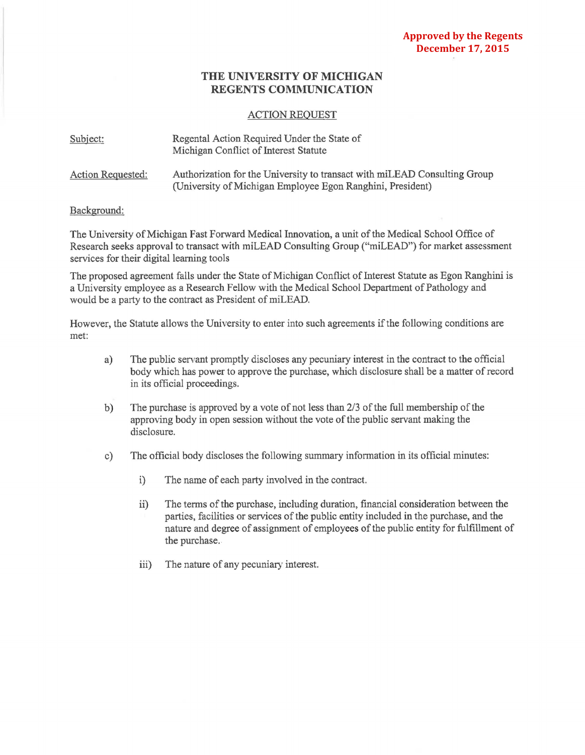**Approved by the Regents**
**December 17, 2015**

# THE UNIVERSITY OF MICHIGAN
# REGENTS COMMUNICATION

## ACTION REQUEST

Subject: Regental Action Required Under the State of Michigan Conflict of Interest Statute

Action Requested: Authorization for the University to transact with miLEAD Consulting Group (University of Michigan Employee Egon Ranghini, President)

Background:

The University of Michigan Fast Forward Medical Innovation, a unit of the Medical School Office of Research seeks approval to transact with miLEAD Consulting Group ("miLEAD") for market assessment services for their digital learning tools

The proposed agreement falls under the State of Michigan Conflict of Interest Statute as Egon Ranghini is a University employee as a Research Fellow with the Medical School Department of Pathology and would be a party to the contract as President of miLEAD.

However, the Statute allows the University to enter into such agreements if the following conditions are met:

a) The public servant promptly discloses any pecuniary interest in the contract to the official body which has power to approve the purchase, which disclosure shall be a matter of record in its official proceedings.

b) The purchase is approved by a vote of not less than 2/3 of the full membership of the approving body in open session without the vote of the public servant making the disclosure.

c) The official body discloses the following summary information in its official minutes:

   i) The name of each party involved in the contract.

   ii) The terms of the purchase, including duration, financial consideration between the parties, facilities or services of the public entity included in the purchase, and the nature and degree of assignment of employees of the public entity for fulfillment of the purchase.

   iii) The nature of any pecuniary interest.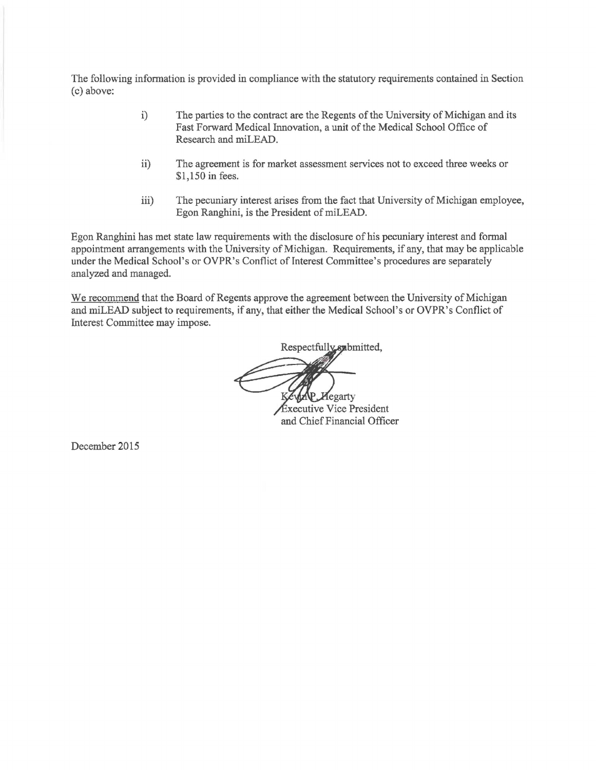The following information is provided in compliance with the statutory requirements contained in Section (c) above:

i) The parties to the contract are the Regents of the University of Michigan and its Fast Forward Medical Innovation, a unit of the Medical School Office of Research and miLEAD.

ii) The agreement is for market assessment services not to exceed three weeks or $1,150 in fees.

iii) The pecuniary interest arises from the fact that University of Michigan employee, Egon Ranghini, is the President of miLEAD.

Egon Ranghini has met state law requirements with the disclosure of his pecuniary interest and formal appointment arrangements with the University of Michigan. Requirements, if any, that may be applicable under the Medical School's or OVPR's Conflict of Interest Committee's procedures are separately analyzed and managed.

<u>We recommend</u> that the Board of Regents approve the agreement between the University of Michigan and miLEAD subject to requirements, if any, that either the Medical School's or OVPR's Conflict of Interest Committee may impose.

Respectfully submitted,

Kevin P. Hegarty
Executive Vice President
and Chief Financial Officer

December 2015